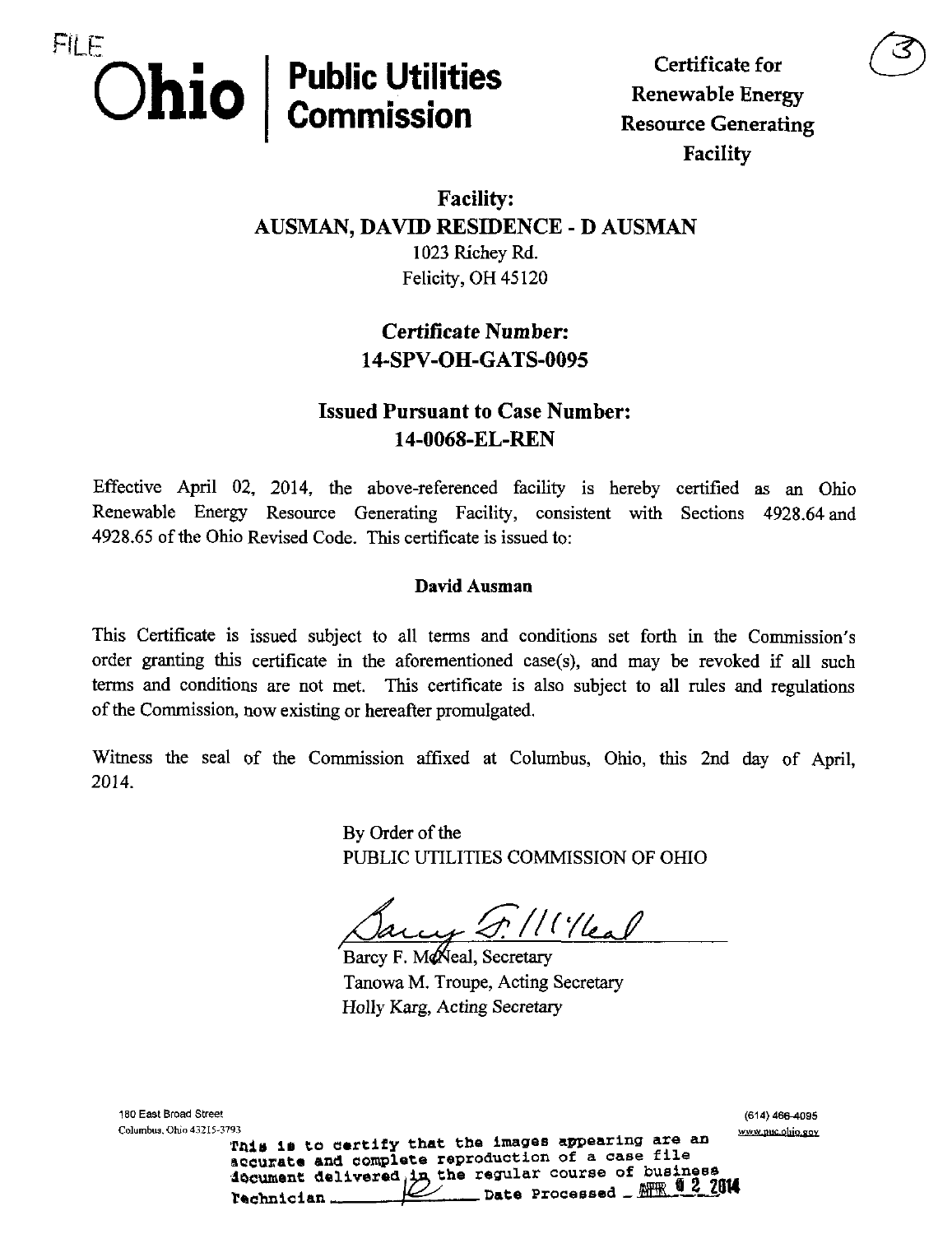FILE

# Ohio | Public Utilities Commission

**Certificate for Renewable Energy Resource Generating Facility**

(3)

## Facility:
## AUSMAN, DAVID RESIDENCE - D AUSMAN

1023 Richey Rd.
Felicity, OH 45120

## *Certificate Number:*
## 14-SPV-OH-GATS-0095

## Issued Pursuant to Case Number:
## 14-0068-EL-REN

Effective April 02, 2014, the above-referenced facility is hereby certified as an Ohio Renewable Energy Resource Generating Facility, consistent with Sections 4928.64 and 4928.65 of the Ohio Revised Code. This certificate is issued to:

**David Ausman**

This Certificate is issued subject to all terms and conditions set forth in the Commission's order granting this certificate in the aforementioned case(s), and may be revoked if all such terms and conditions are not met. This certificate is also subject to all rules and regulations of the Commission, now existing or hereafter promulgated.

Witness the seal of the Commission affixed at Columbus, Ohio, this 2nd day of April, 2014.

By Order of the
PUBLIC UTILITIES COMMISSION OF OHIO

Barcy F. McNeal, Secretary
Tanowa M. Troupe, Acting Secretary
Holly Karg, Acting Secretary

180 East Broad Street
Columbus, Ohio 43215-3793

(614) 466-4095
www.puc.ohio.gov

This is to certify that the images appearing are an accurate and complete reproduction of a case file document delivered in the regular course of business
Technician ______ Date Processed APR 02 2014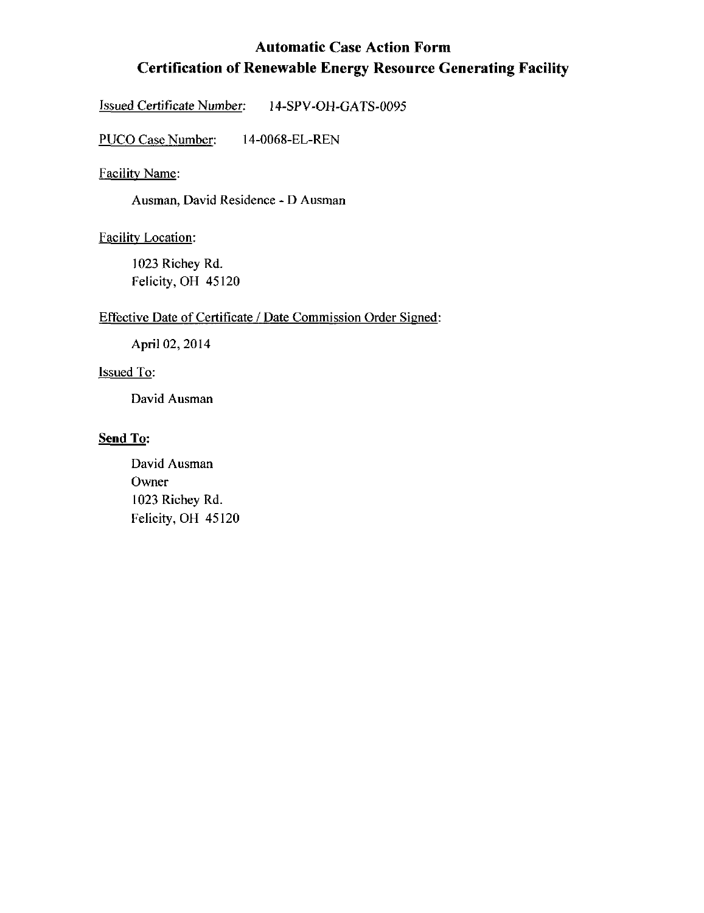# Automatic Case Action Form
# Certification of Renewable Energy Resource Generating Facility

Issued Certificate Number: 14-SPV-OH-GATS-0095

PUCO Case Number: 14-0068-EL-REN

Facility Name:

Ausman, David Residence - D Ausman

Facility Location:

1023 Richey Rd.
Felicity, OH 45120

Effective Date of Certificate / Date Commission Order Signed:

April 02, 2014

Issued To:

David Ausman

**Send To:**

David Ausman
Owner
1023 Richey Rd.
Felicity, OH 45120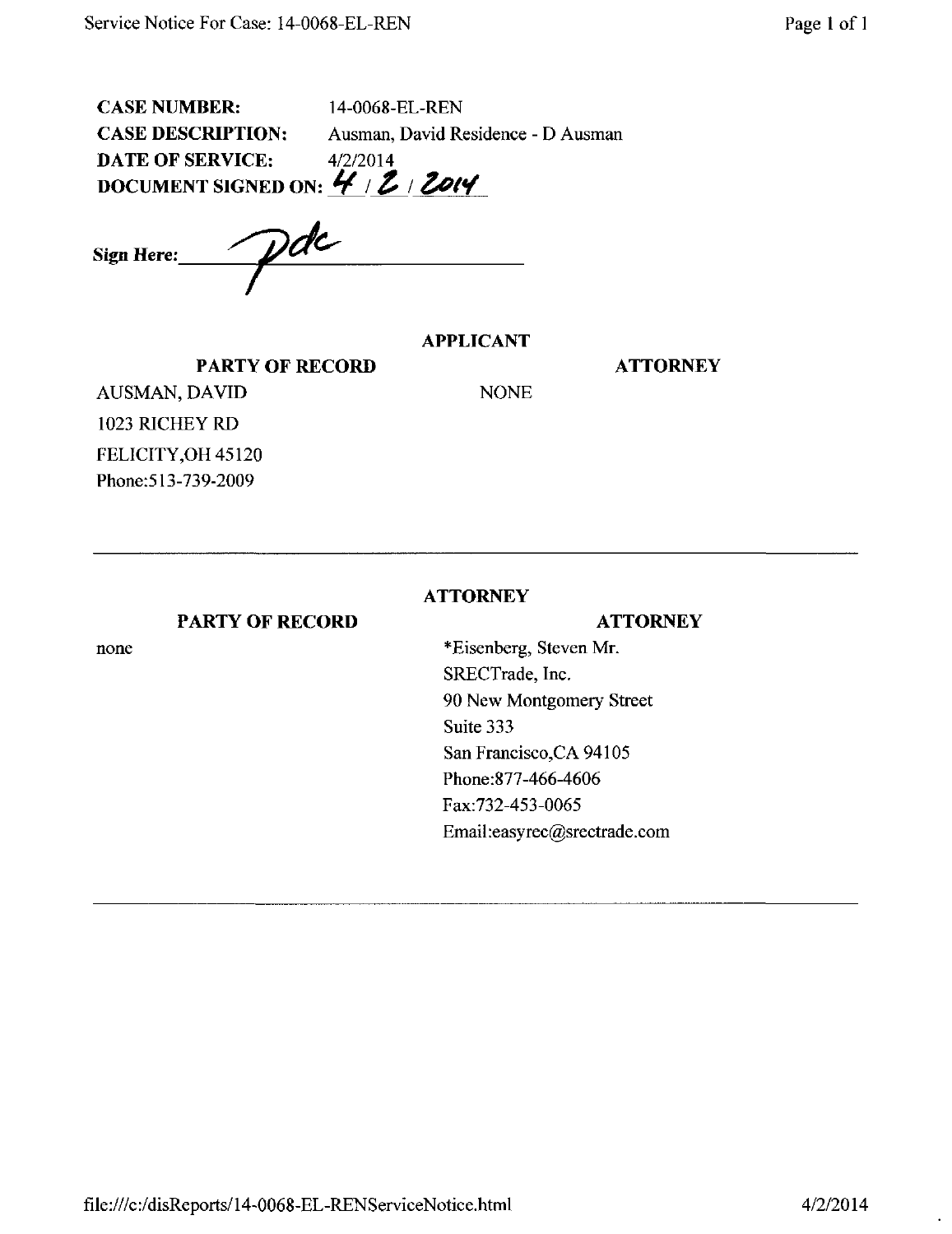**CASE NUMBER:** 14-0068-EL-REN
**CASE DESCRIPTION:** Ausman, David Residence - D Ausman
**DATE OF SERVICE:** 4/2/2014
**DOCUMENT SIGNED ON:** 4 / 2 / 2014

**Sign Here:** Pdc

**APPLICANT**

| PARTY OF RECORD | ATTORNEY |
|---|---|
| AUSMAN, DAVID<br>1023 RICHEY RD<br>FELICITY,OH 45120<br>Phone:513-739-2009 | NONE |

---

**ATTORNEY**

| PARTY OF RECORD | ATTORNEY |
|---|---|
| none | *Eisenberg, Steven Mr.<br>SRECTrade, Inc.<br>90 New Montgomery Street<br>Suite 333<br>San Francisco,CA 94105<br>Phone:877-466-4606<br>Fax:732-453-0065<br>Email:easyrec@srectrade.com |

---